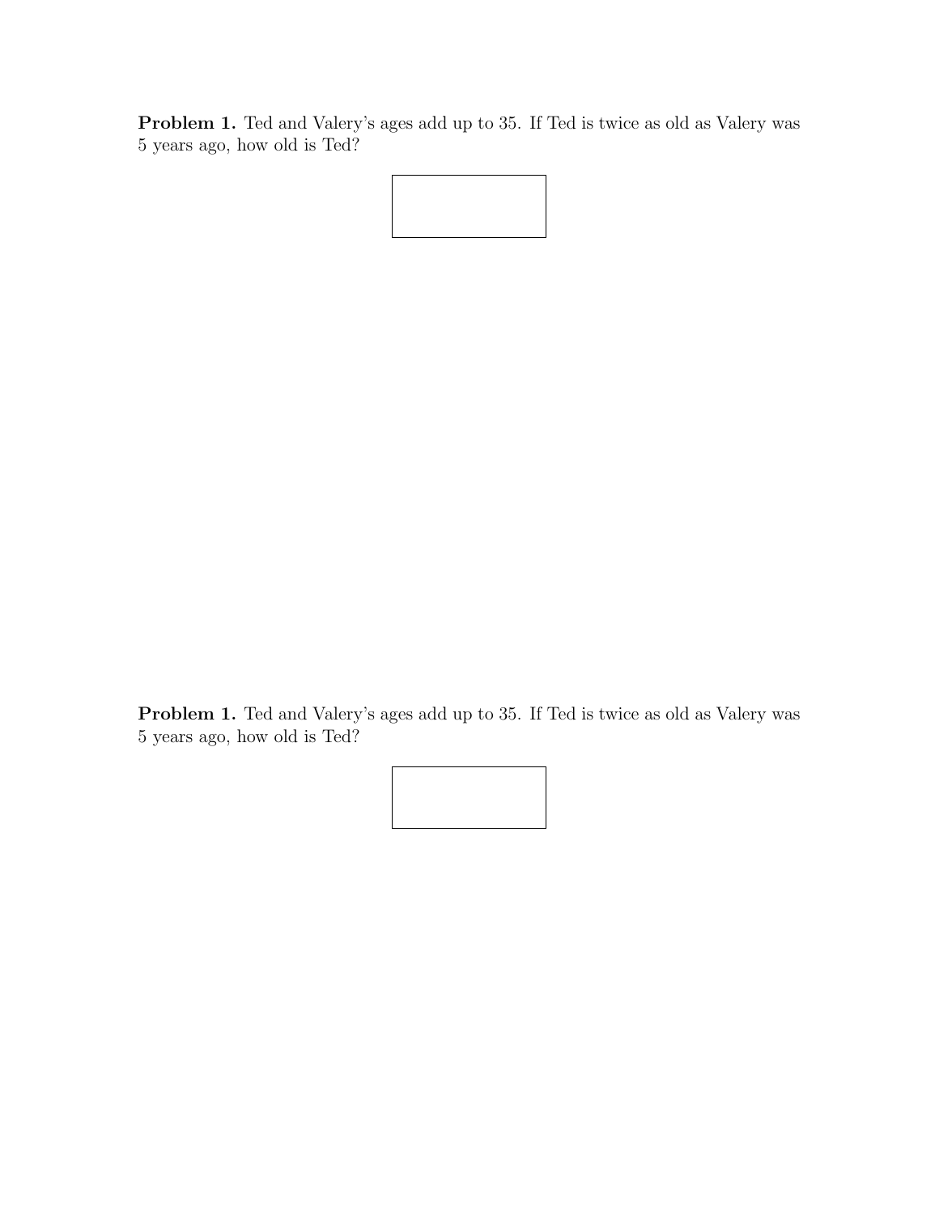**Problem 1.** Ted and Valery's ages add up to 35. If Ted is twice as old as Valery was 5 years ago, how old is Ted?

**Problem 1.** Ted and Valery's ages add up to 35. If Ted is twice as old as Valery was 5 years ago, how old is Ted?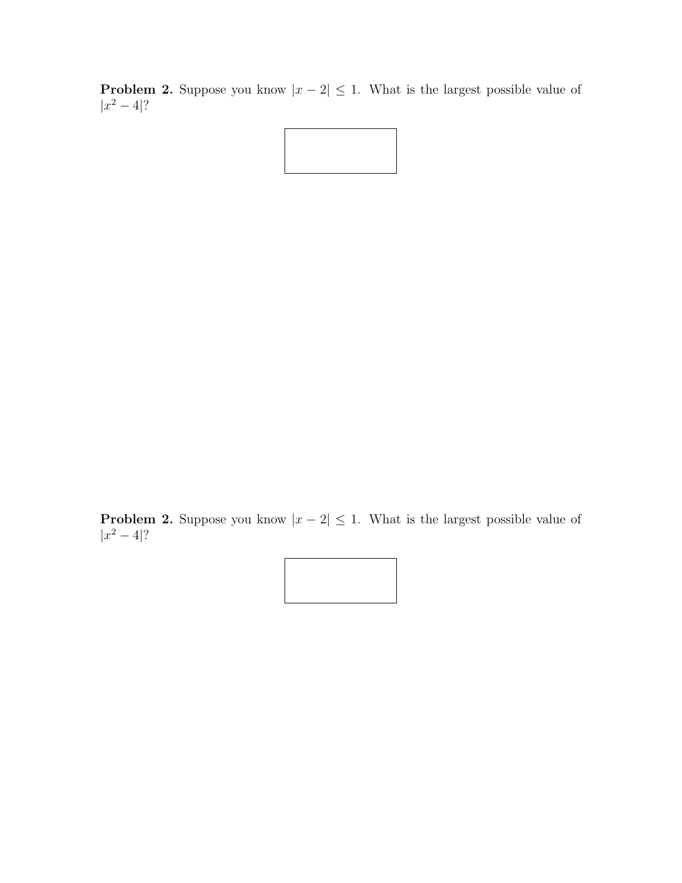**Problem 2.** Suppose you know $|x - 2| \leq 1$. What is the largest possible value of $|x^2 - 4|$?

**Problem 2.** Suppose you know $|x - 2| \leq 1$. What is the largest possible value of $|x^2 - 4|$?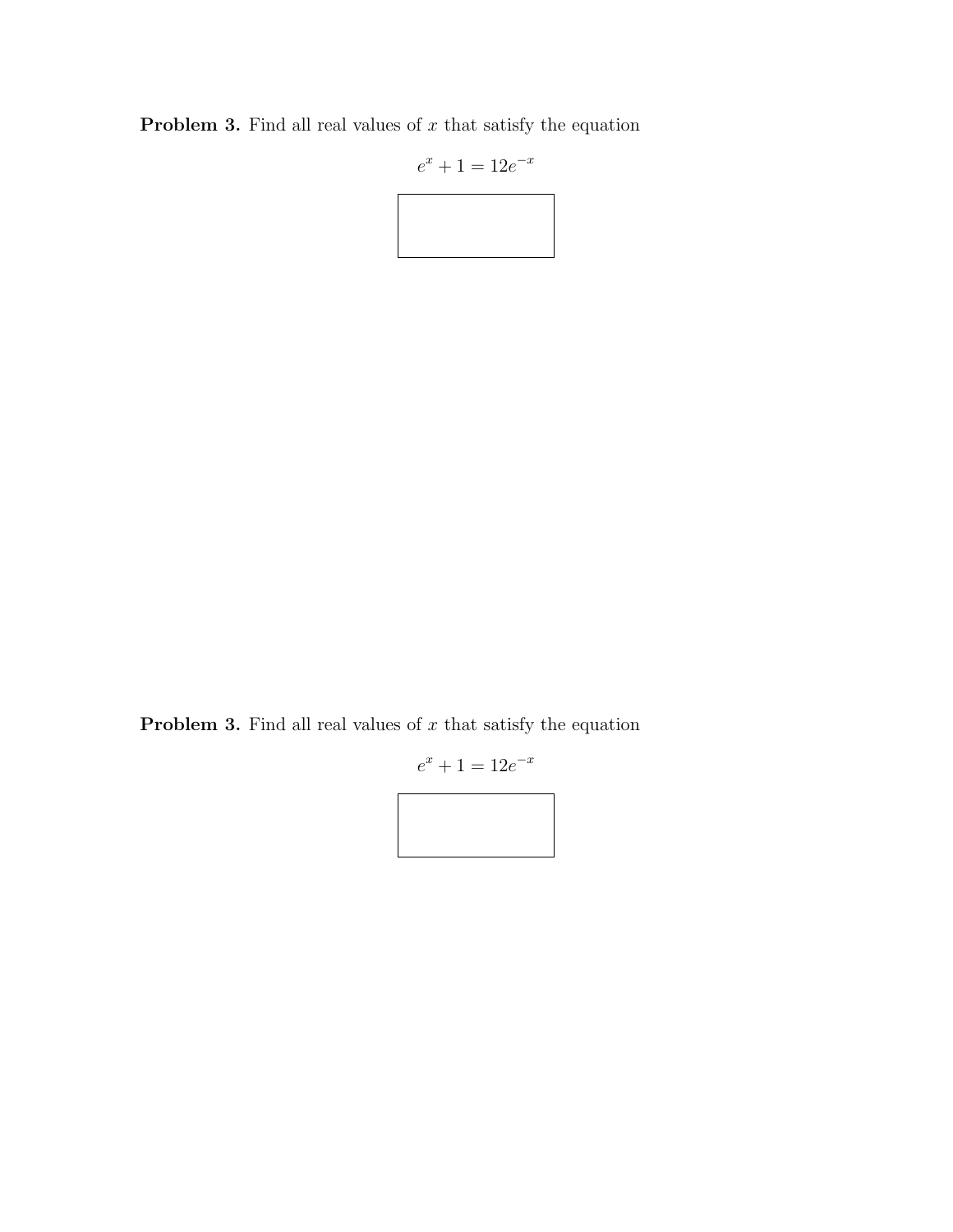**Problem 3.** Find all real values of $x$ that satisfy the equation

$$e^x + 1 = 12e^{-x}$$

**Problem 3.** Find all real values of $x$ that satisfy the equation

$$e^x + 1 = 12e^{-x}$$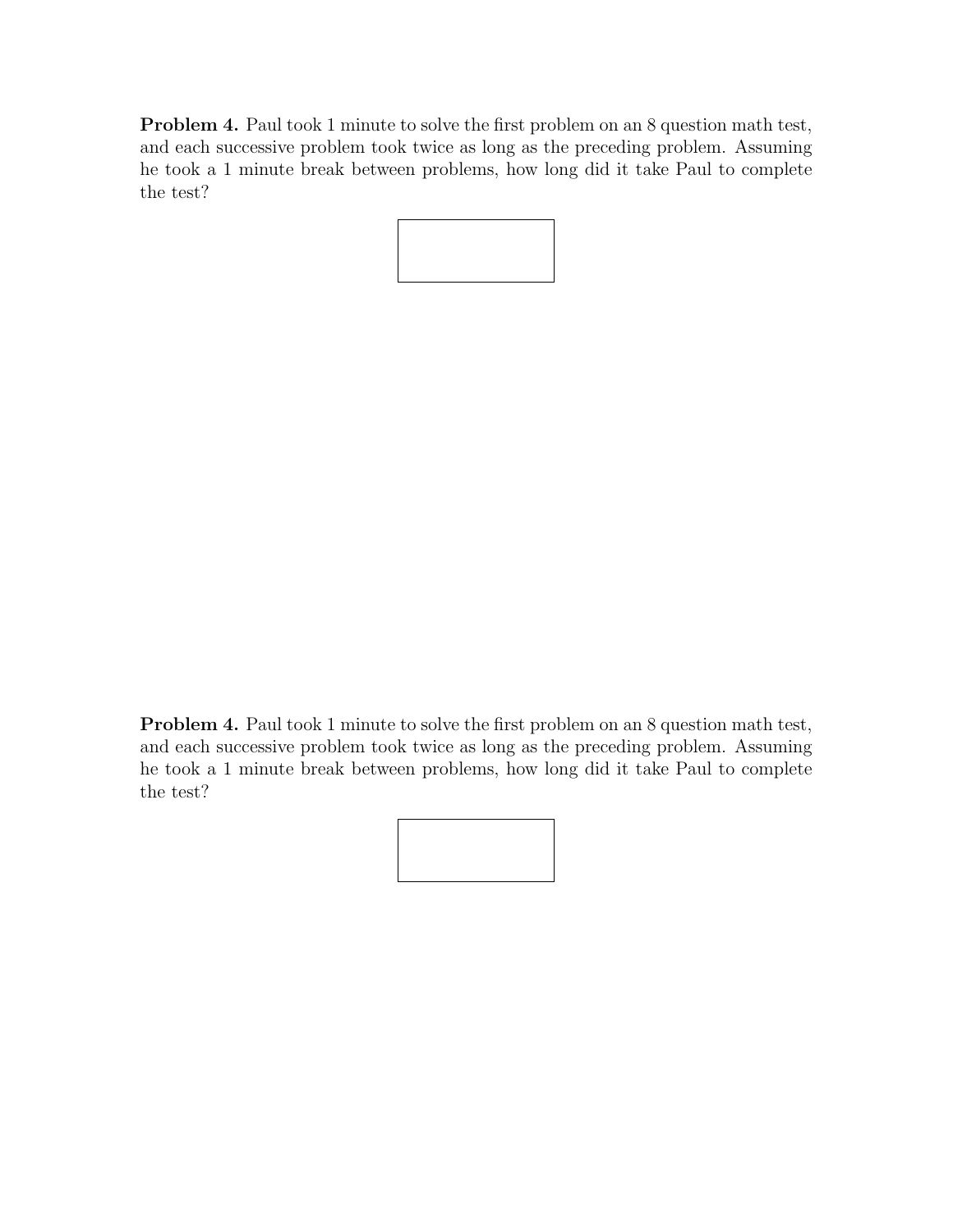**Problem 4.** Paul took 1 minute to solve the first problem on an 8 question math test, and each successive problem took twice as long as the preceding problem. Assuming he took a 1 minute break between problems, how long did it take Paul to complete the test?

**Problem 4.** Paul took 1 minute to solve the first problem on an 8 question math test, and each successive problem took twice as long as the preceding problem. Assuming he took a 1 minute break between problems, how long did it take Paul to complete the test?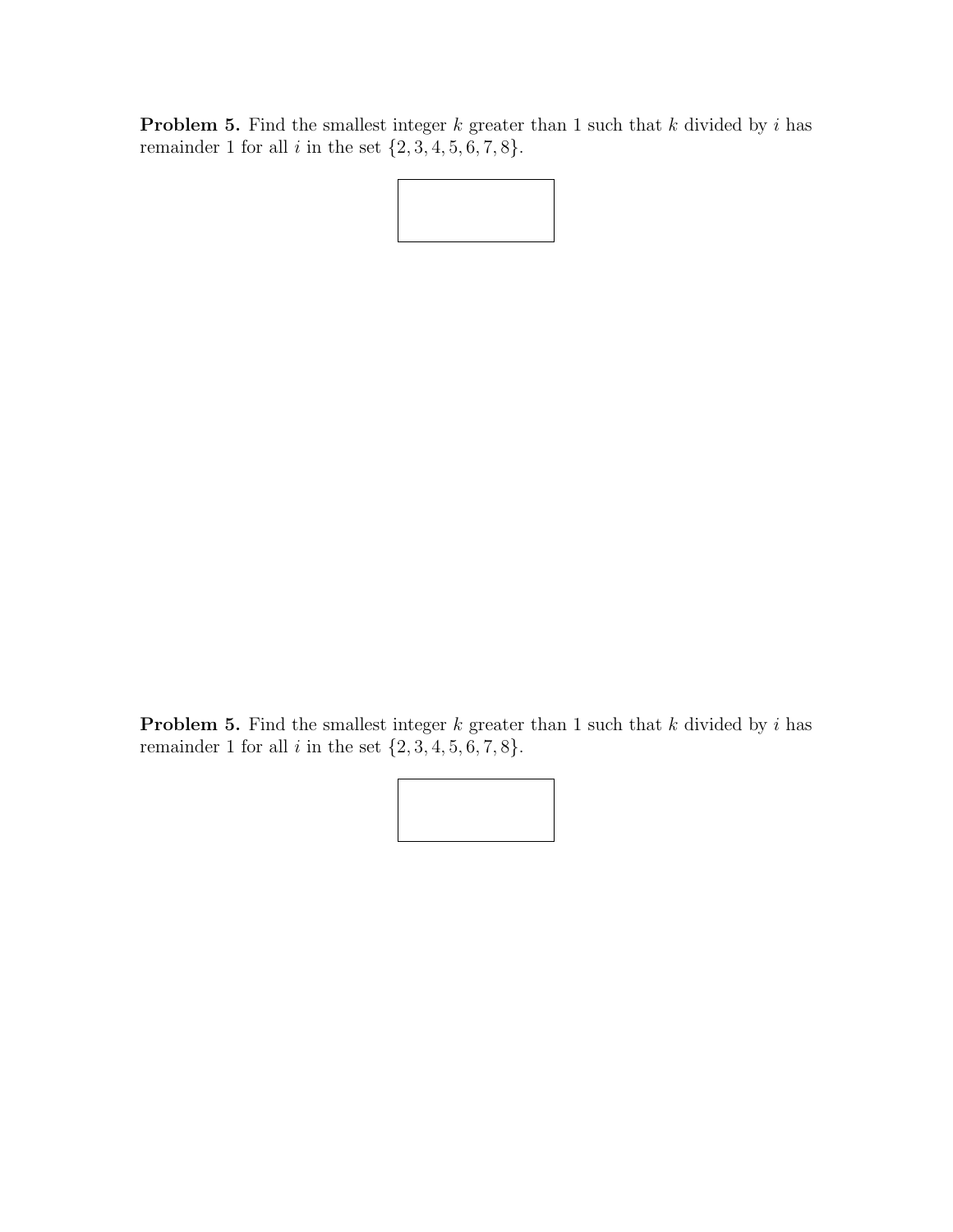**Problem 5.** Find the smallest integer $k$ greater than 1 such that $k$ divided by $i$ has remainder 1 for all $i$ in the set $\{2, 3, 4, 5, 6, 7, 8\}$.

**Problem 5.** Find the smallest integer $k$ greater than 1 such that $k$ divided by $i$ has remainder 1 for all $i$ in the set $\{2, 3, 4, 5, 6, 7, 8\}$.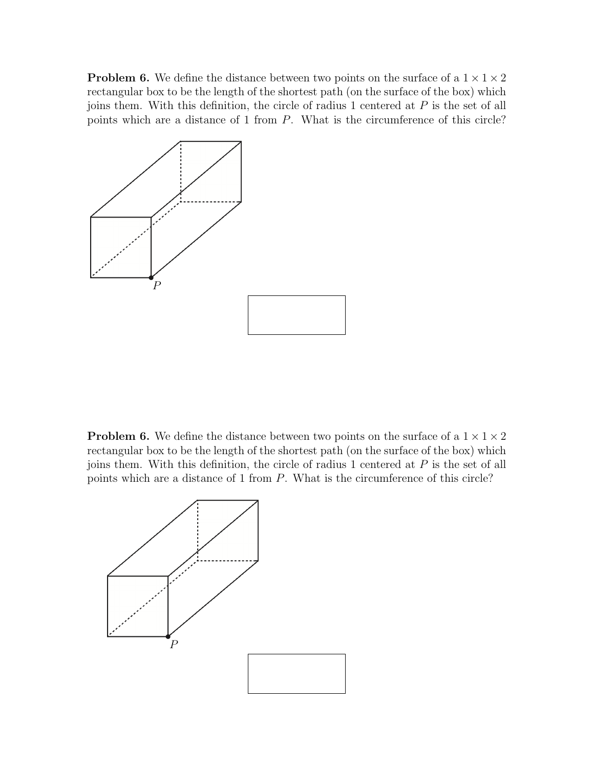**Problem 6.** We define the distance between two points on the surface of a $1 \times 1 \times 2$ rectangular box to be the length of the shortest path (on the surface of the box) which joins them. With this definition, the circle of radius 1 centered at $P$ is the set of all points which are a distance of 1 from $P$. What is the circumference of this circle?

**Problem 6.** We define the distance between two points on the surface of a $1 \times 1 \times 2$ rectangular box to be the length of the shortest path (on the surface of the box) which joins them. With this definition, the circle of radius 1 centered at $P$ is the set of all points which are a distance of 1 from $P$. What is the circumference of this circle?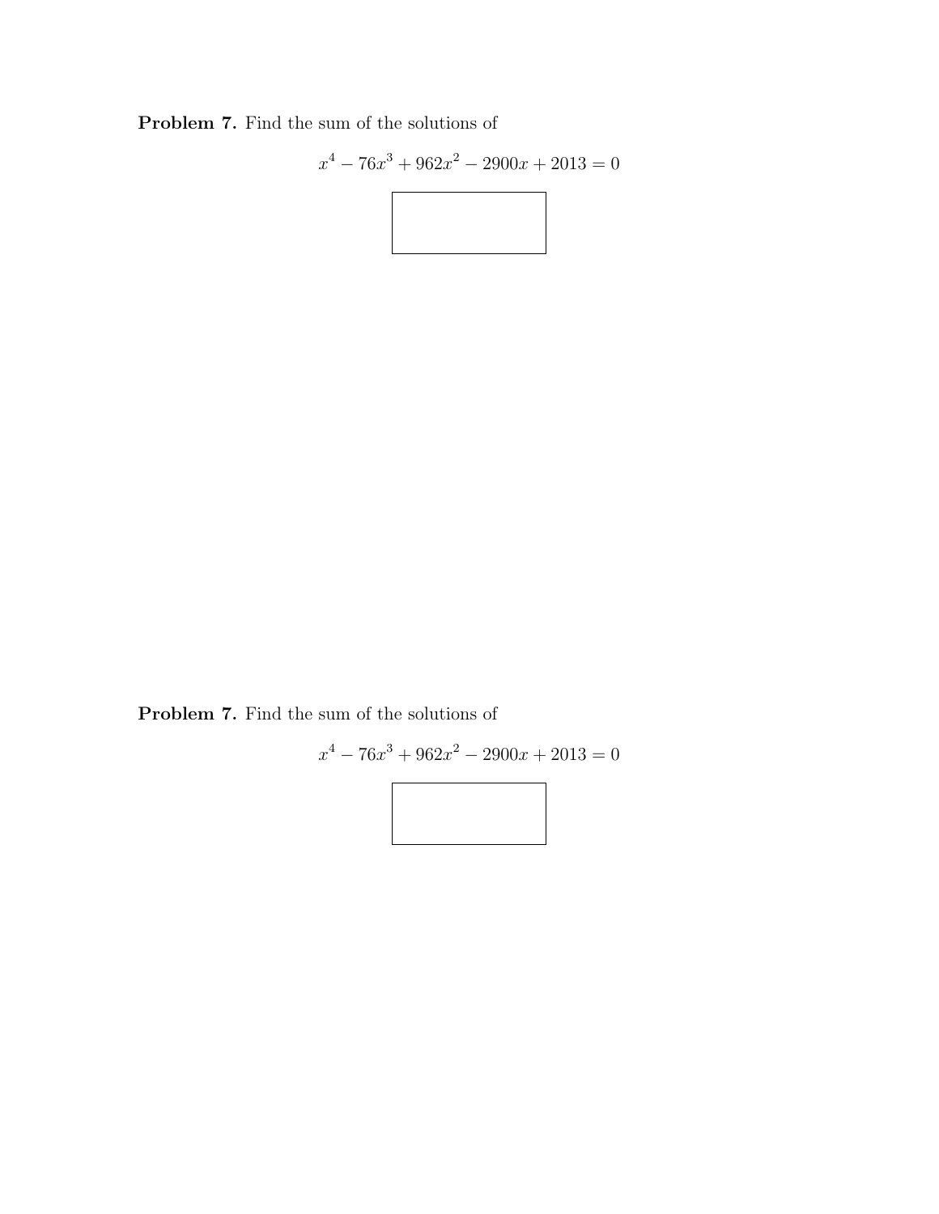**Problem 7.** Find the sum of the solutions of

$$x^4 - 76x^3 + 962x^2 - 2900x + 2013 = 0$$

**Problem 7.** Find the sum of the solutions of

$$x^4 - 76x^3 + 962x^2 - 2900x + 2013 = 0$$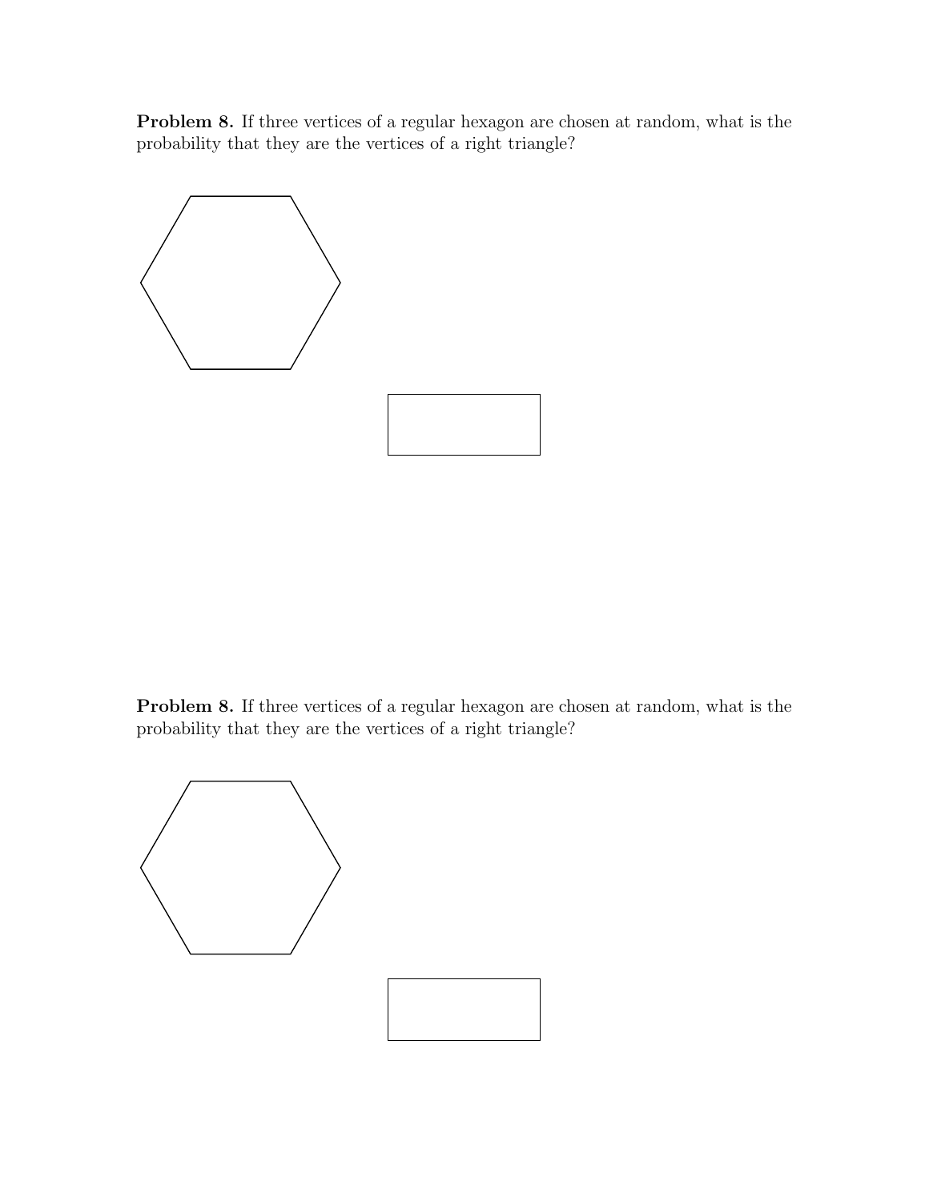**Problem 8.** If three vertices of a regular hexagon are chosen at random, what is the probability that they are the vertices of a right triangle?

**Problem 8.** If three vertices of a regular hexagon are chosen at random, what is the probability that they are the vertices of a right triangle?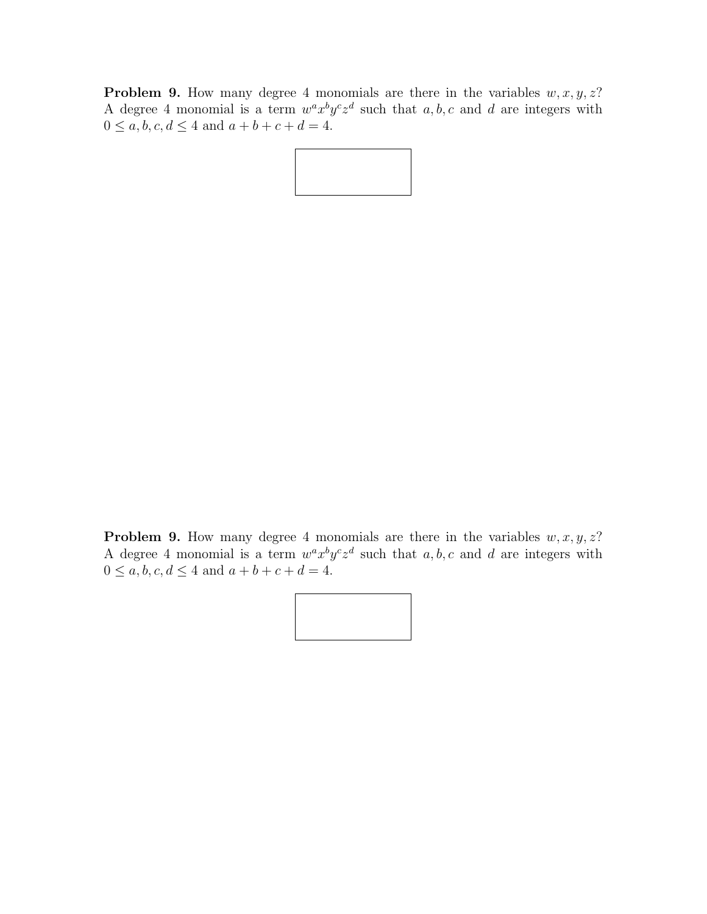**Problem 9.** How many degree 4 monomials are there in the variables $w, x, y, z$? A degree 4 monomial is a term $w^a x^b y^c z^d$ such that $a, b, c$ and $d$ are integers with $0 \leq a, b, c, d \leq 4$ and $a + b + c + d = 4$.

**Problem 9.** How many degree 4 monomials are there in the variables $w, x, y, z$? A degree 4 monomial is a term $w^a x^b y^c z^d$ such that $a, b, c$ and $d$ are integers with $0 \leq a, b, c, d \leq 4$ and $a + b + c + d = 4$.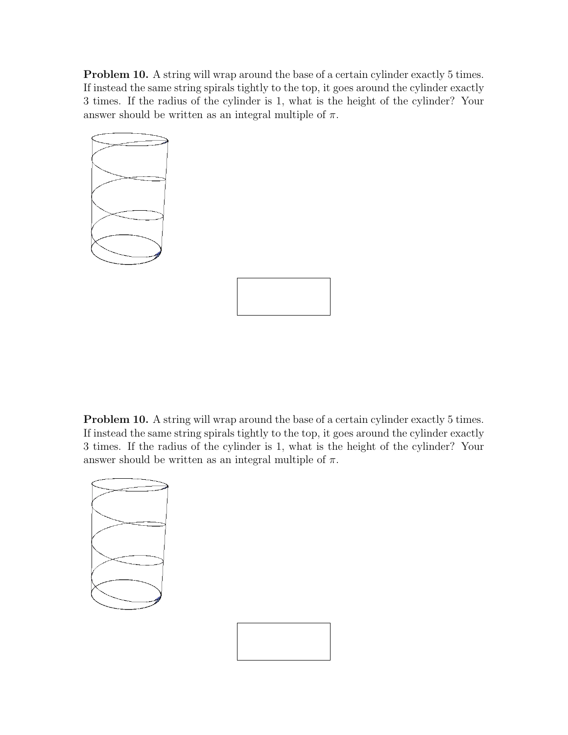**Problem 10.** A string will wrap around the base of a certain cylinder exactly 5 times. If instead the same string spirals tightly to the top, it goes around the cylinder exactly 3 times. If the radius of the cylinder is 1, what is the height of the cylinder? Your answer should be written as an integral multiple of $\pi$.

**Problem 10.** A string will wrap around the base of a certain cylinder exactly 5 times. If instead the same string spirals tightly to the top, it goes around the cylinder exactly 3 times. If the radius of the cylinder is 1, what is the height of the cylinder? Your answer should be written as an integral multiple of $\pi$.